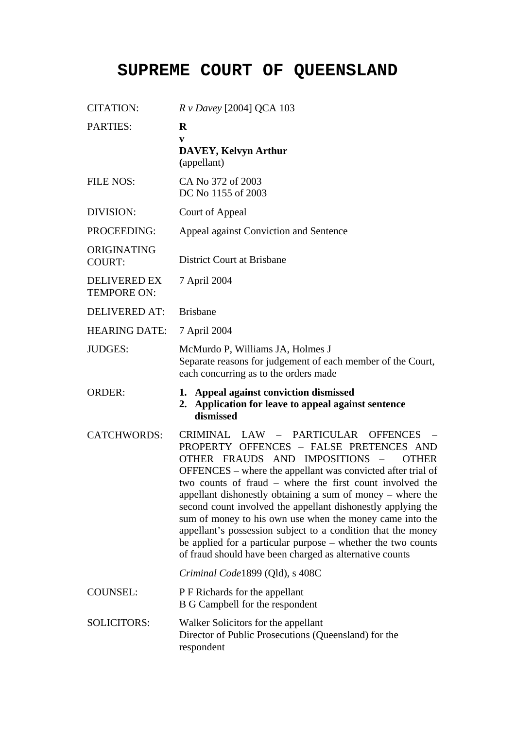# SUPREME COURT OF QUEENSLAND

| | |
|---|---|
| CITATION: | *R v Davey* [2004] QCA 103 |
| PARTIES: | **R**<br>**v**<br>**DAVEY, Kelvyn Arthur**<br>**(**appellant) |
| FILE NOS: | CA No 372 of 2003<br>DC No 1155 of 2003 |
| DIVISION: | Court of Appeal |
| PROCEEDING: | Appeal against Conviction and Sentence |
| ORIGINATING COURT: | District Court at Brisbane |
| DELIVERED EX TEMPORE ON: | 7 April 2004 |
| DELIVERED AT: | Brisbane |
| HEARING DATE: | 7 April 2004 |
| JUDGES: | McMurdo P, Williams JA, Holmes J<br>Separate reasons for judgement of each member of the Court, each concurring as to the orders made |
| ORDER: | **1. Appeal against conviction dismissed**<br>**2. Application for leave to appeal against sentence dismissed** |
| CATCHWORDS: | CRIMINAL LAW – PARTICULAR OFFENCES – PROPERTY OFFENCES – FALSE PRETENCES AND OTHER FRAUDS AND IMPOSITIONS – OTHER OFFENCES – where the appellant was convicted after trial of two counts of fraud – where the first count involved the appellant dishonestly obtaining a sum of money – where the second count involved the appellant dishonestly applying the sum of money to his own use when the money came into the appellant's possession subject to a condition that the money be applied for a particular purpose – whether the two counts of fraud should have been charged as alternative counts<br><br>*Criminal Code*1899 (Qld), s 408C |
| COUNSEL: | P F Richards for the appellant<br>B G Campbell for the respondent |
| SOLICITORS: | Walker Solicitors for the appellant<br>Director of Public Prosecutions (Queensland) for the respondent |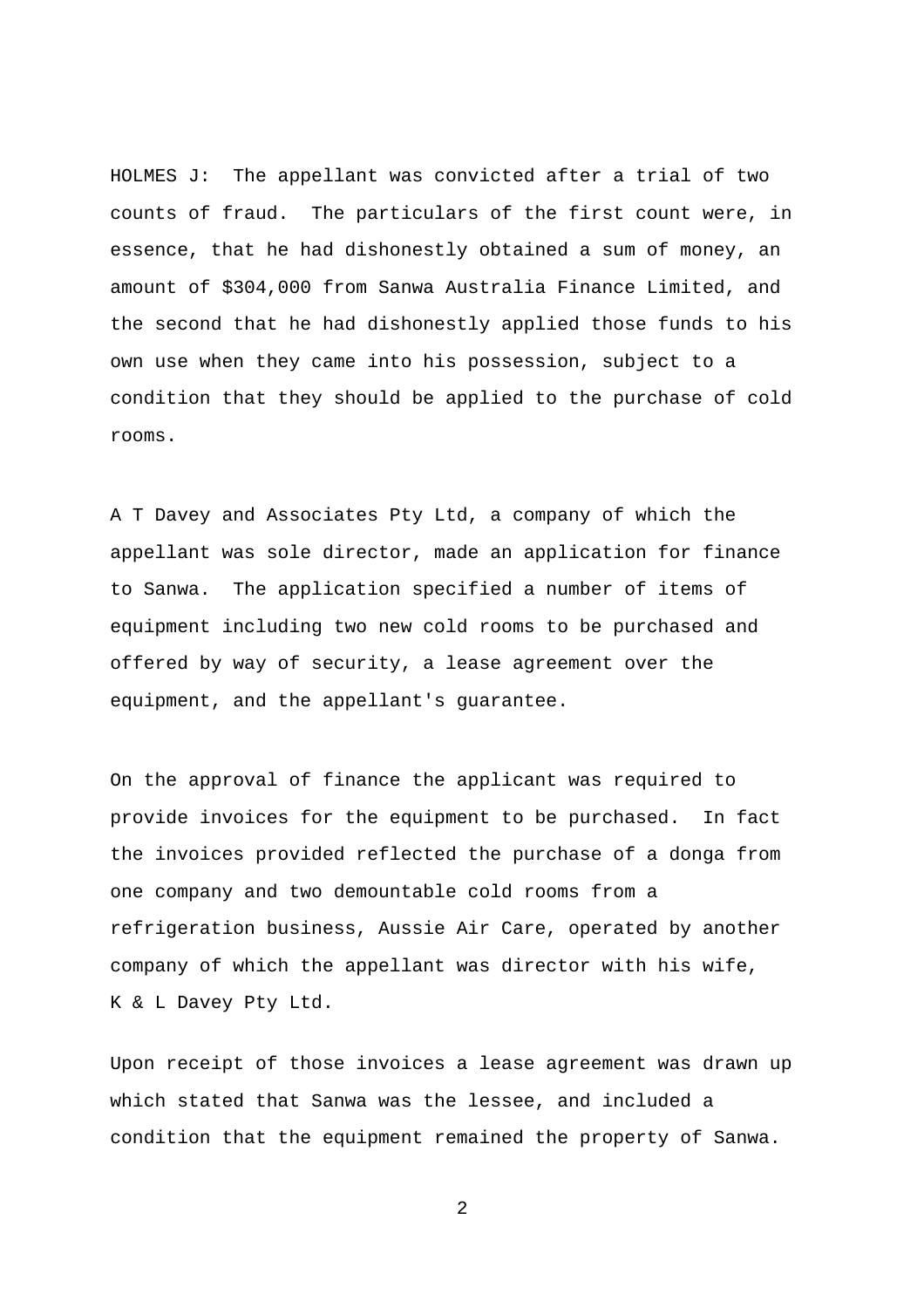HOLMES J: The appellant was convicted after a trial of two counts of fraud. The particulars of the first count were, in essence, that he had dishonestly obtained a sum of money, an amount of $304,000 from Sanwa Australia Finance Limited, and the second that he had dishonestly applied those funds to his own use when they came into his possession, subject to a condition that they should be applied to the purchase of cold rooms.

A T Davey and Associates Pty Ltd, a company of which the appellant was sole director, made an application for finance to Sanwa. The application specified a number of items of equipment including two new cold rooms to be purchased and offered by way of security, a lease agreement over the equipment, and the appellant's guarantee.

On the approval of finance the applicant was required to provide invoices for the equipment to be purchased. In fact the invoices provided reflected the purchase of a donga from one company and two demountable cold rooms from a refrigeration business, Aussie Air Care, operated by another company of which the appellant was director with his wife, K & L Davey Pty Ltd.

Upon receipt of those invoices a lease agreement was drawn up which stated that Sanwa was the lessee, and included a condition that the equipment remained the property of Sanwa.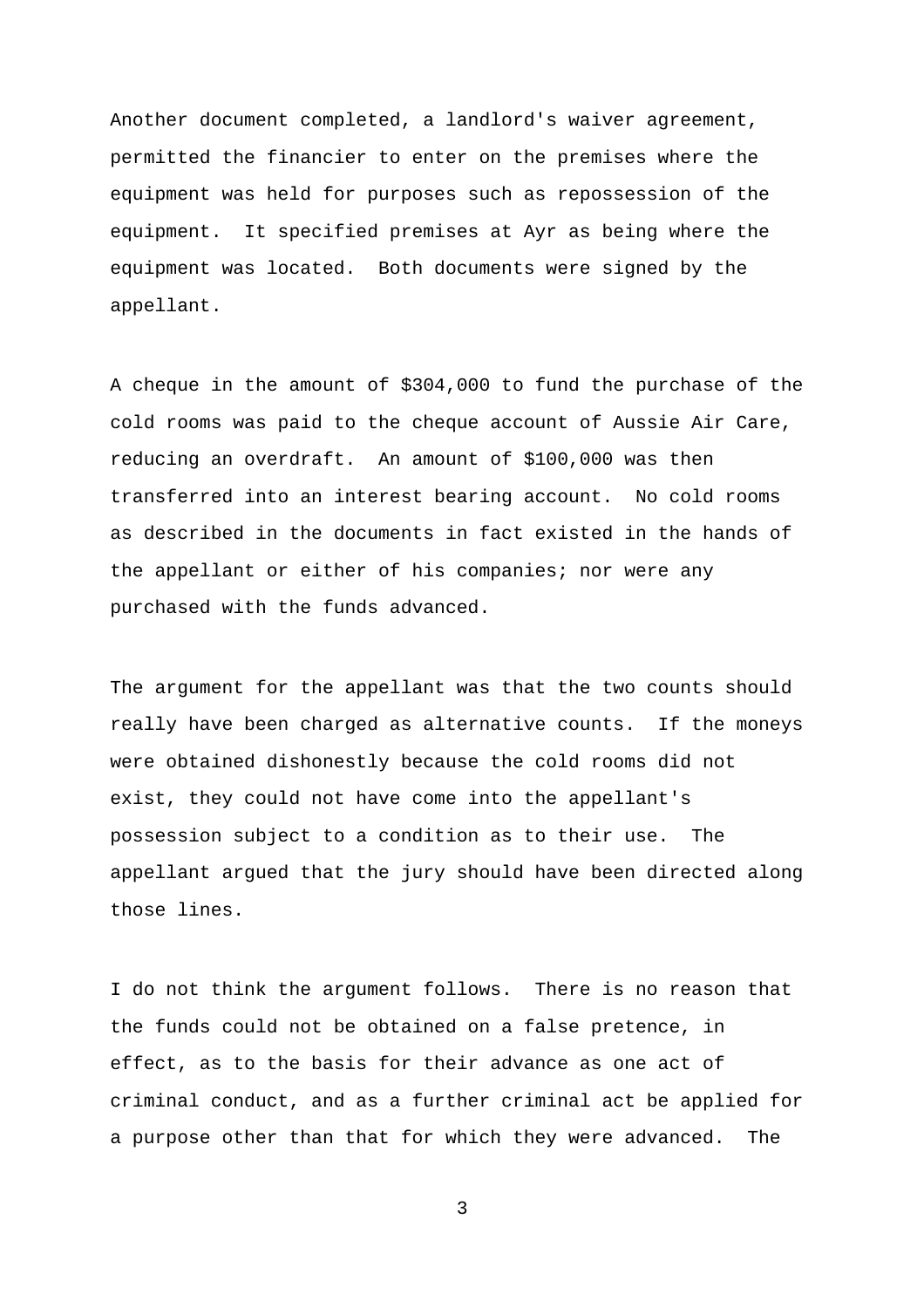Another document completed, a landlord's waiver agreement, permitted the financier to enter on the premises where the equipment was held for purposes such as repossession of the equipment. It specified premises at Ayr as being where the equipment was located. Both documents were signed by the appellant.

A cheque in the amount of $304,000 to fund the purchase of the cold rooms was paid to the cheque account of Aussie Air Care, reducing an overdraft. An amount of $100,000 was then transferred into an interest bearing account. No cold rooms as described in the documents in fact existed in the hands of the appellant or either of his companies; nor were any purchased with the funds advanced.

The argument for the appellant was that the two counts should really have been charged as alternative counts. If the moneys were obtained dishonestly because the cold rooms did not exist, they could not have come into the appellant's possession subject to a condition as to their use. The appellant argued that the jury should have been directed along those lines.

I do not think the argument follows. There is no reason that the funds could not be obtained on a false pretence, in effect, as to the basis for their advance as one act of criminal conduct, and as a further criminal act be applied for a purpose other than that for which they were advanced. The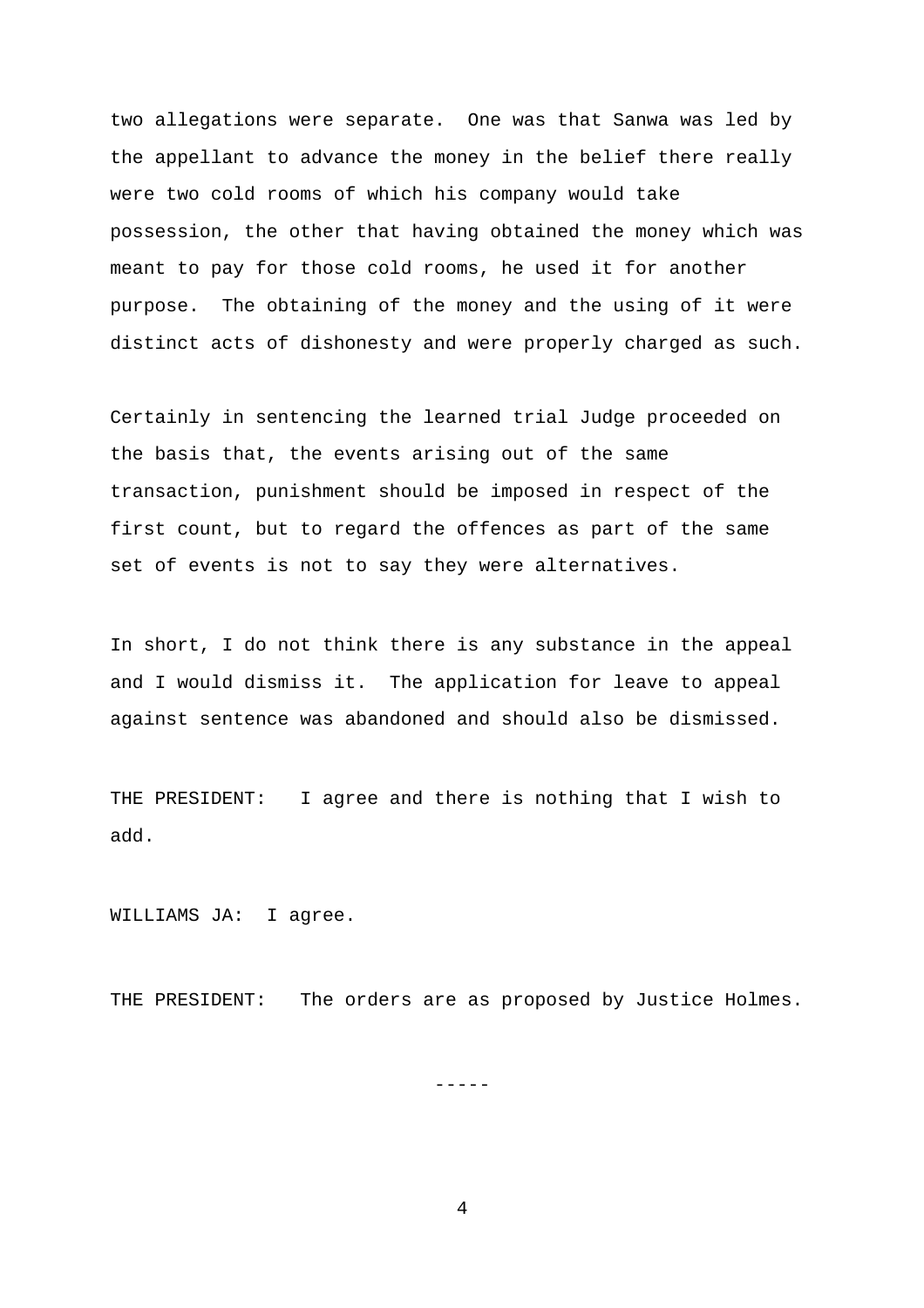two allegations were separate. One was that Sanwa was led by the appellant to advance the money in the belief there really were two cold rooms of which his company would take possession, the other that having obtained the money which was meant to pay for those cold rooms, he used it for another purpose. The obtaining of the money and the using of it were distinct acts of dishonesty and were properly charged as such.

Certainly in sentencing the learned trial Judge proceeded on the basis that, the events arising out of the same transaction, punishment should be imposed in respect of the first count, but to regard the offences as part of the same set of events is not to say they were alternatives.

In short, I do not think there is any substance in the appeal and I would dismiss it. The application for leave to appeal against sentence was abandoned and should also be dismissed.

THE PRESIDENT: I agree and there is nothing that I wish to add.

WILLIAMS JA: I agree.

THE PRESIDENT: The orders are as proposed by Justice Holmes.

-----